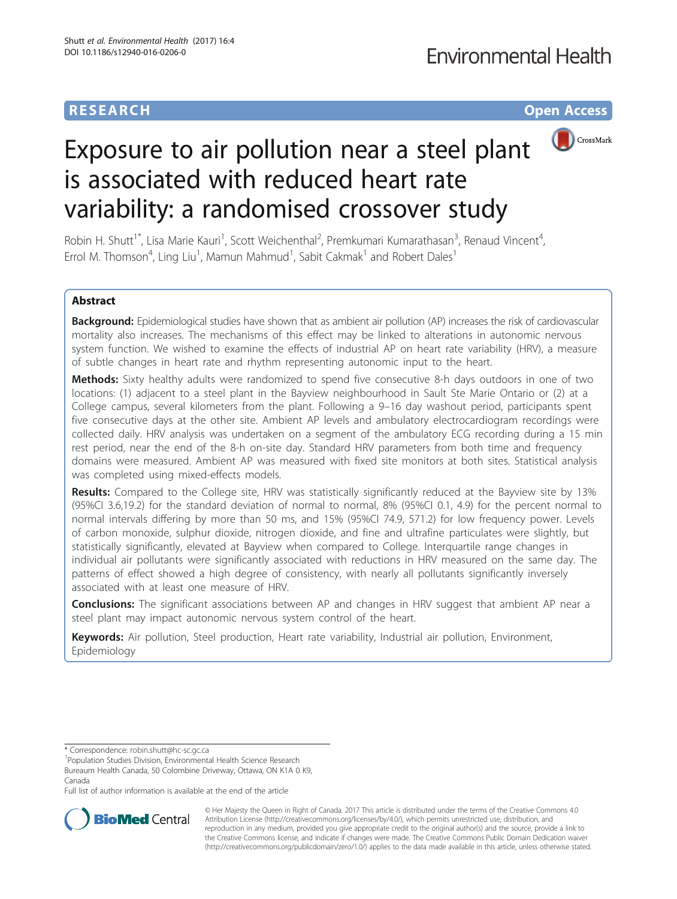RESEARCH Open Access

# Exposure to air pollution near a steel plant is associated with reduced heart rate variability: a randomised crossover study

Robin H. Shutt[1*], Lisa Marie Kauri[1], Scott Weichenthal[2], Premkumari Kumarathasan[3], Renaud Vincent[4], Errol M. Thomson[4], Ling Liu[1], Mamun Mahmud[1], Sabit Cakmak[1] and Robert Dales[1]

## Abstract

**Background:** Epidemiological studies have shown that as ambient air pollution (AP) increases the risk of cardiovascular mortality also increases. The mechanisms of this effect may be linked to alterations in autonomic nervous system function. We wished to examine the effects of industrial AP on heart rate variability (HRV), a measure of subtle changes in heart rate and rhythm representing autonomic input to the heart.

**Methods:** Sixty healthy adults were randomized to spend five consecutive 8-h days outdoors in one of two locations: (1) adjacent to a steel plant in the Bayview neighbourhood in Sault Ste Marie Ontario or (2) at a College campus, several kilometers from the plant. Following a 9–16 day washout period, participants spent five consecutive days at the other site. Ambient AP levels and ambulatory electrocardiogram recordings were collected daily. HRV analysis was undertaken on a segment of the ambulatory ECG recording during a 15 min rest period, near the end of the 8-h on-site day. Standard HRV parameters from both time and frequency domains were measured. Ambient AP was measured with fixed site monitors at both sites. Statistical analysis was completed using mixed-effects models.

**Results:** Compared to the College site, HRV was statistically significantly reduced at the Bayview site by 13% (95%CI 3.6,19.2) for the standard deviation of normal to normal, 8% (95%CI 0.1, 4.9) for the percent normal to normal intervals differing by more than 50 ms, and 15% (95%CI 74.9, 571.2) for low frequency power. Levels of carbon monoxide, sulphur dioxide, nitrogen dioxide, and fine and ultrafine particulates were slightly, but statistically significantly, elevated at Bayview when compared to College. Interquartile range changes in individual air pollutants were significantly associated with reductions in HRV measured on the same day. The patterns of effect showed a high degree of consistency, with nearly all pollutants significantly inversely associated with at least one measure of HRV.

**Conclusions:** The significant associations between AP and changes in HRV suggest that ambient AP near a steel plant may impact autonomic nervous system control of the heart.

**Keywords:** Air pollution, Steel production, Heart rate variability, Industrial air pollution, Environment, Epidemiology

---

* Correspondence: robin.shutt@hc-sc.gc.ca
[1]Population Studies Division, Environmental Health Science Research Bureaum Health Canada, 50 Colombine Driveway, Ottawa, ON K1A 0 K9, Canada
Full list of author information is available at the end of the article

© Her Majesty the Queen in Right of Canada. 2017 This article is distributed under the terms of the Creative Commons 4.0 Attribution License (http://creativecommons.org/licenses/by/4.0/), which permits unrestricted use, distribution, and reproduction in any medium, provided you give appropriate credit to the original author(s) and the source, provide a link to the Creative Commons license, and indicate if changes were made. The Creative Commons Public Domain Dedication waiver (http://creativecommons.org/publicdomain/zero/1.0/) applies to the data made available in this article, unless otherwise stated.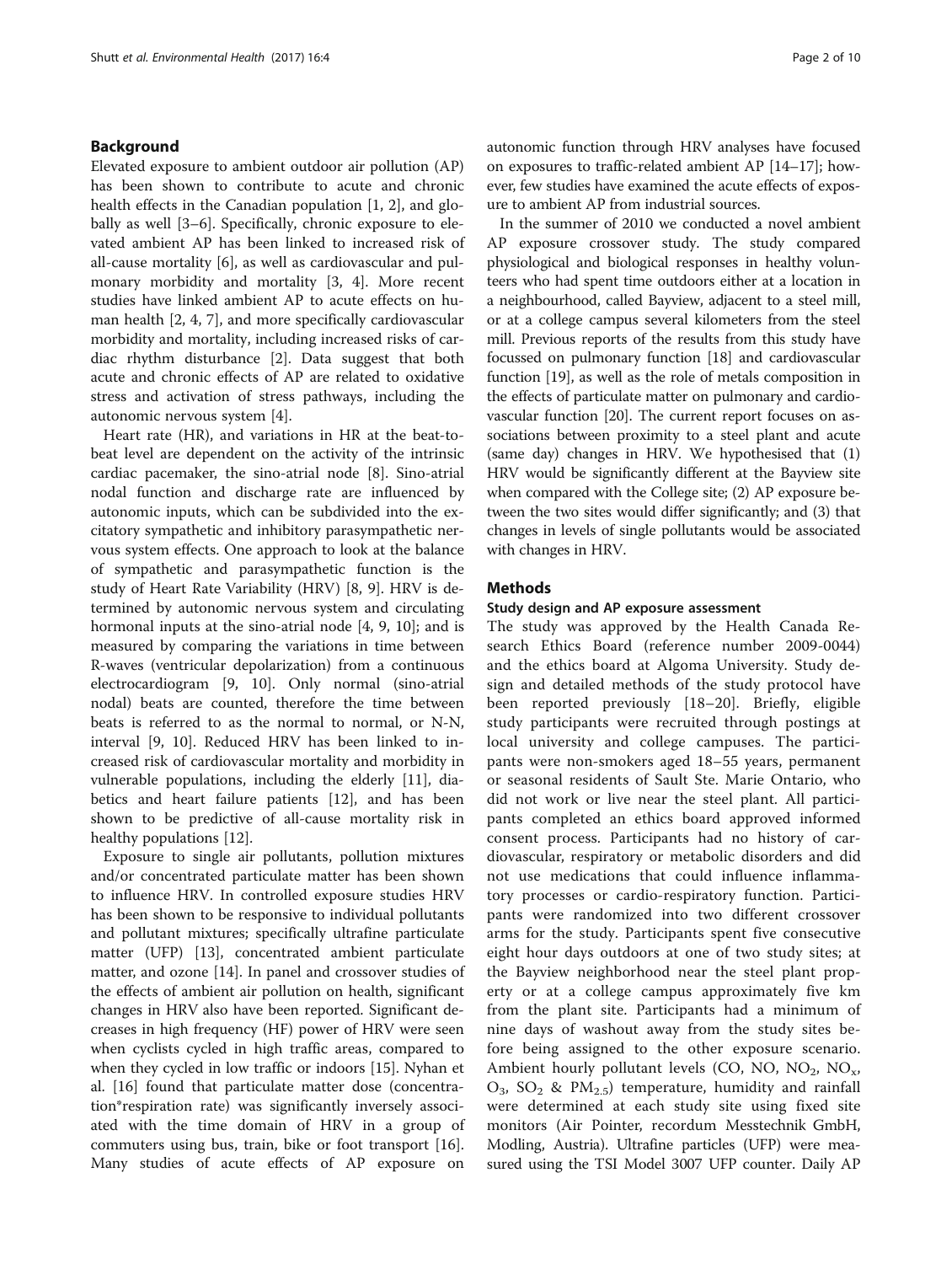## Background

Elevated exposure to ambient outdoor air pollution (AP) has been shown to contribute to acute and chronic health effects in the Canadian population [1, 2], and globally as well [3–6]. Specifically, chronic exposure to elevated ambient AP has been linked to increased risk of all-cause mortality [6], as well as cardiovascular and pulmonary morbidity and mortality [3, 4]. More recent studies have linked ambient AP to acute effects on human health [2, 4, 7], and more specifically cardiovascular morbidity and mortality, including increased risks of cardiac rhythm disturbance [2]. Data suggest that both acute and chronic effects of AP are related to oxidative stress and activation of stress pathways, including the autonomic nervous system [4].

Heart rate (HR), and variations in HR at the beat-to-beat level are dependent on the activity of the intrinsic cardiac pacemaker, the sino-atrial node [8]. Sino-atrial nodal function and discharge rate are influenced by autonomic inputs, which can be subdivided into the excitatory sympathetic and inhibitory parasympathetic nervous system effects. One approach to look at the balance of sympathetic and parasympathetic function is the study of Heart Rate Variability (HRV) [8, 9]. HRV is determined by autonomic nervous system and circulating hormonal inputs at the sino-atrial node [4, 9, 10]; and is measured by comparing the variations in time between R-waves (ventricular depolarization) from a continuous electrocardiogram [9, 10]. Only normal (sino-atrial nodal) beats are counted, therefore the time between beats is referred to as the normal to normal, or N-N, interval [9, 10]. Reduced HRV has been linked to increased risk of cardiovascular mortality and morbidity in vulnerable populations, including the elderly [11], diabetics and heart failure patients [12], and has been shown to be predictive of all-cause mortality risk in healthy populations [12].

Exposure to single air pollutants, pollution mixtures and/or concentrated particulate matter has been shown to influence HRV. In controlled exposure studies HRV has been shown to be responsive to individual pollutants and pollutant mixtures; specifically ultrafine particulate matter (UFP) [13], concentrated ambient particulate matter, and ozone [14]. In panel and crossover studies of the effects of ambient air pollution on health, significant changes in HRV also have been reported. Significant decreases in high frequency (HF) power of HRV were seen when cyclists cycled in high traffic areas, compared to when they cycled in low traffic or indoors [15]. Nyhan et al. [16] found that particulate matter dose (concentration*respiration rate) was significantly inversely associated with the time domain of HRV in a group of commuters using bus, train, bike or foot transport [16]. Many studies of acute effects of AP exposure on autonomic function through HRV analyses have focused on exposures to traffic-related ambient AP [14–17]; however, few studies have examined the acute effects of exposure to ambient AP from industrial sources.

In the summer of 2010 we conducted a novel ambient AP exposure crossover study. The study compared physiological and biological responses in healthy volunteers who had spent time outdoors either at a location in a neighbourhood, called Bayview, adjacent to a steel mill, or at a college campus several kilometers from the steel mill. Previous reports of the results from this study have focussed on pulmonary function [18] and cardiovascular function [19], as well as the role of metals composition in the effects of particulate matter on pulmonary and cardiovascular function [20]. The current report focuses on associations between proximity to a steel plant and acute (same day) changes in HRV. We hypothesised that (1) HRV would be significantly different at the Bayview site when compared with the College site; (2) AP exposure between the two sites would differ significantly; and (3) that changes in levels of single pollutants would be associated with changes in HRV.

## Methods

### Study design and AP exposure assessment

The study was approved by the Health Canada Research Ethics Board (reference number 2009-0044) and the ethics board at Algoma University. Study design and detailed methods of the study protocol have been reported previously [18–20]. Briefly, eligible study participants were recruited through postings at local university and college campuses. The participants were non-smokers aged 18–55 years, permanent or seasonal residents of Sault Ste. Marie Ontario, who did not work or live near the steel plant. All participants completed an ethics board approved informed consent process. Participants had no history of cardiovascular, respiratory or metabolic disorders and did not use medications that could influence inflammatory processes or cardio-respiratory function. Participants were randomized into two different crossover arms for the study. Participants spent five consecutive eight hour days outdoors at one of two study sites; at the Bayview neighborhood near the steel plant property or at a college campus approximately five km from the plant site. Participants had a minimum of nine days of washout away from the study sites before being assigned to the other exposure scenario. Ambient hourly pollutant levels (CO, NO, $NO_2$, $NO_x$, $O_3$, $SO_2$ & $PM_{2.5}$) temperature, humidity and rainfall were determined at each study site using fixed site monitors (Air Pointer, recordum Messtechnik GmbH, Modling, Austria). Ultrafine particles (UFP) were measured using the TSI Model 3007 UFP counter. Daily AP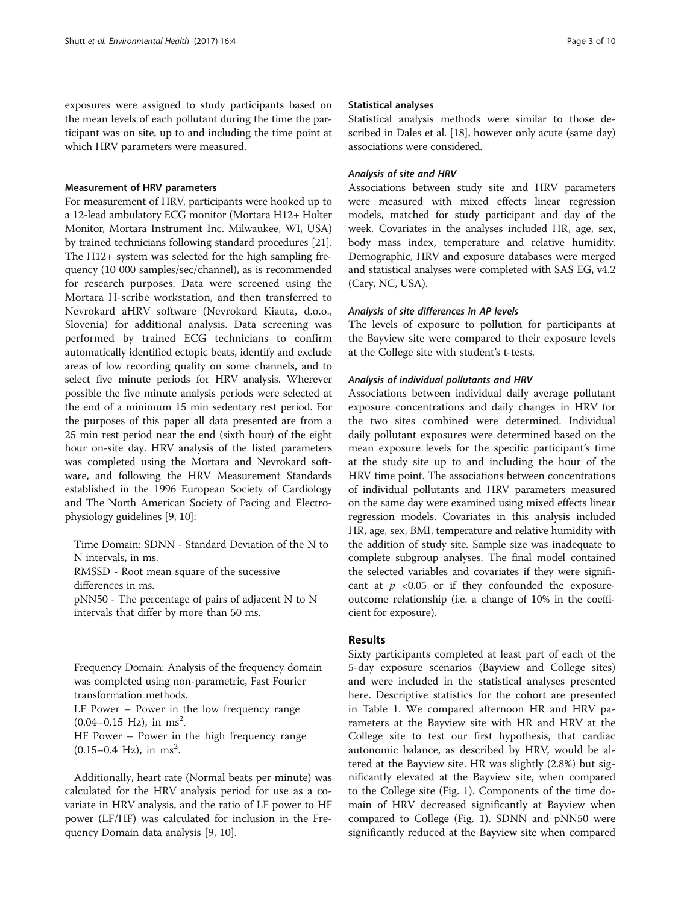exposures were assigned to study participants based on the mean levels of each pollutant during the time the participant was on site, up to and including the time point at which HRV parameters were measured.

### Measurement of HRV parameters

For measurement of HRV, participants were hooked up to a 12-lead ambulatory ECG monitor (Mortara H12+ Holter Monitor, Mortara Instrument Inc. Milwaukee, WI, USA) by trained technicians following standard procedures [21]. The H12+ system was selected for the high sampling frequency (10 000 samples/sec/channel), as is recommended for research purposes. Data were screened using the Mortara H-scribe workstation, and then transferred to Nevrokard aHRV software (Nevrokard Kiauta, d.o.o., Slovenia) for additional analysis. Data screening was performed by trained ECG technicians to confirm automatically identified ectopic beats, identify and exclude areas of low recording quality on some channels, and to select five minute periods for HRV analysis. Wherever possible the five minute analysis periods were selected at the end of a minimum 15 min sedentary rest period. For the purposes of this paper all data presented are from a 25 min rest period near the end (sixth hour) of the eight hour on-site day. HRV analysis of the listed parameters was completed using the Mortara and Nevrokard software, and following the HRV Measurement Standards established in the 1996 European Society of Cardiology and The North American Society of Pacing and Electrophysiology guidelines [9, 10]:

Time Domain: SDNN - Standard Deviation of the N to N intervals, in ms.

RMSSD - Root mean square of the sucessive differences in ms.

pNN50 - The percentage of pairs of adjacent N to N intervals that differ by more than 50 ms.

Frequency Domain: Analysis of the frequency domain was completed using non-parametric, Fast Fourier transformation methods.

LF Power – Power in the low frequency range (0.04–0.15 Hz), in ms$^2$.

HF Power – Power in the high frequency range (0.15–0.4 Hz), in ms$^2$.

Additionally, heart rate (Normal beats per minute) was calculated for the HRV analysis period for use as a covariate in HRV analysis, and the ratio of LF power to HF power (LF/HF) was calculated for inclusion in the Frequency Domain data analysis [9, 10].

### Statistical analyses

Statistical analysis methods were similar to those described in Dales et al. [18], however only acute (same day) associations were considered.

#### *Analysis of site and HRV*

Associations between study site and HRV parameters were measured with mixed effects linear regression models, matched for study participant and day of the week. Covariates in the analyses included HR, age, sex, body mass index, temperature and relative humidity. Demographic, HRV and exposure databases were merged and statistical analyses were completed with SAS EG, v4.2 (Cary, NC, USA).

#### *Analysis of site differences in AP levels*

The levels of exposure to pollution for participants at the Bayview site were compared to their exposure levels at the College site with student's t-tests.

#### *Analysis of individual pollutants and HRV*

Associations between individual daily average pollutant exposure concentrations and daily changes in HRV for the two sites combined were determined. Individual daily pollutant exposures were determined based on the mean exposure levels for the specific participant's time at the study site up to and including the hour of the HRV time point. The associations between concentrations of individual pollutants and HRV parameters measured on the same day were examined using mixed effects linear regression models. Covariates in this analysis included HR, age, sex, BMI, temperature and relative humidity with the addition of study site. Sample size was inadequate to complete subgroup analyses. The final model contained the selected variables and covariates if they were significant at $p < 0.05$ or if they confounded the exposure-outcome relationship (i.e. a change of 10% in the coefficient for exposure).

## Results

Sixty participants completed at least part of each of the 5-day exposure scenarios (Bayview and College sites) and were included in the statistical analyses presented here. Descriptive statistics for the cohort are presented in Table 1. We compared afternoon HR and HRV parameters at the Bayview site with HR and HRV at the College site to test our first hypothesis, that cardiac autonomic balance, as described by HRV, would be altered at the Bayview site. HR was slightly (2.8%) but significantly elevated at the Bayview site, when compared to the College site (Fig. 1). Components of the time domain of HRV decreased significantly at Bayview when compared to College (Fig. 1). SDNN and pNN50 were significantly reduced at the Bayview site when compared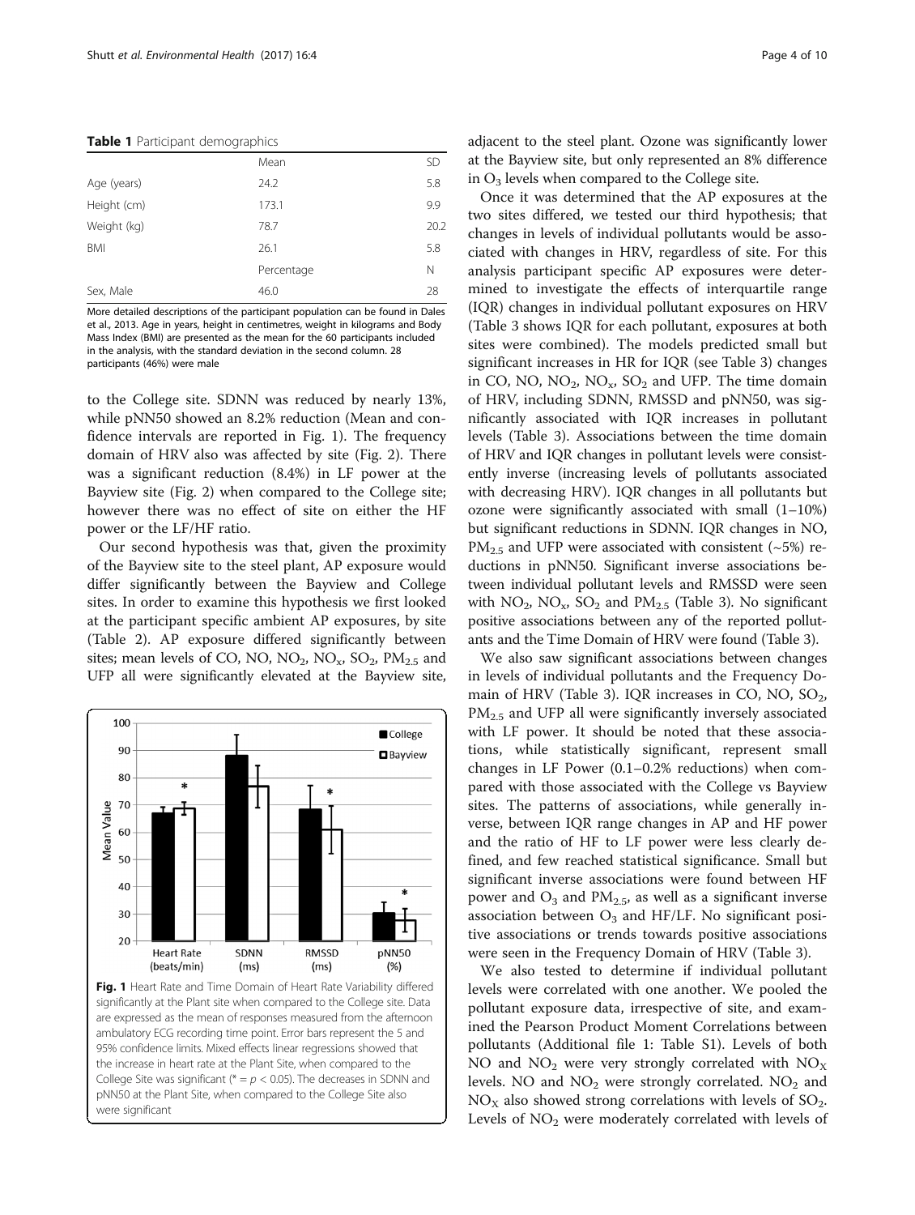**Table 1** Participant demographics

| | Mean | SD |
|---|---|---|
| Age (years) | 24.2 | 5.8 |
| Height (cm) | 173.1 | 9.9 |
| Weight (kg) | 78.7 | 20.2 |
| BMI | 26.1 | 5.8 |
| | Percentage | N |
| Sex, Male | 46.0 | 28 |

More detailed descriptions of the participant population can be found in Dales et al., 2013. Age in years, height in centimetres, weight in kilograms and Body Mass Index (BMI) are presented as the mean for the 60 participants included in the analysis, with the standard deviation in the second column. 28 participants (46%) were male

to the College site. SDNN was reduced by nearly 13%, while pNN50 showed an 8.2% reduction (Mean and confidence intervals are reported in Fig. 1). The frequency domain of HRV also was affected by site (Fig. 2). There was a significant reduction (8.4%) in LF power at the Bayview site (Fig. 2) when compared to the College site; however there was no effect of site on either the HF power or the LF/HF ratio.

Our second hypothesis was that, given the proximity of the Bayview site to the steel plant, AP exposure would differ significantly between the Bayview and College sites. In order to examine this hypothesis we first looked at the participant specific ambient AP exposures, by site (Table 2). AP exposure differed significantly between sites; mean levels of CO, NO, $NO_2$, $NO_x$, $SO_2$, $PM_{2.5}$ and UFP all were significantly elevated at the Bayview site, adjacent to the steel plant. Ozone was significantly lower at the Bayview site, but only represented an 8% difference in $O_3$ levels when compared to the College site.

**Fig. 1** Heart Rate and Time Domain of Heart Rate Variability differed significantly at the Plant site when compared to the College site. Data are expressed as the mean of responses measured from the afternoon ambulatory ECG recording time point. Error bars represent the 5 and 95% confidence limits. Mixed effects linear regressions showed that the increase in heart rate at the Plant Site, when compared to the College Site was significant (* = $p < 0.05$). The decreases in SDNN and pNN50 at the Plant Site, when compared to the College Site also were significant

Once it was determined that the AP exposures at the two sites differed, we tested our third hypothesis; that changes in levels of individual pollutants would be associated with changes in HRV, regardless of site. For this analysis participant specific AP exposures were determined to investigate the effects of interquartile range (IQR) changes in individual pollutant exposures on HRV (Table 3 shows IQR for each pollutant, exposures at both sites were combined). The models predicted small but significant increases in HR for IQR (see Table 3) changes in CO, NO, $NO_2$, $NO_x$, $SO_2$ and UFP. The time domain of HRV, including SDNN, RMSSD and pNN50, was significantly associated with IQR increases in pollutant levels (Table 3). Associations between the time domain of HRV and IQR changes in pollutant levels were consistently inverse (increasing levels of pollutants associated with decreasing HRV). IQR changes in all pollutants but ozone were significantly associated with small (1–10%) but significant reductions in SDNN. IQR changes in NO, $PM_{2.5}$ and UFP were associated with consistent (~5%) reductions in pNN50. Significant inverse associations between individual pollutant levels and RMSSD were seen with $NO_2$, $NO_x$, $SO_2$ and $PM_{2.5}$ (Table 3). No significant positive associations between any of the reported pollutants and the Time Domain of HRV were found (Table 3).

We also saw significant associations between changes in levels of individual pollutants and the Frequency Domain of HRV (Table 3). IQR increases in CO, NO, $SO_2$, $PM_{2.5}$ and UFP all were significantly inversely associated with LF power. It should be noted that these associations, while statistically significant, represent small changes in LF Power (0.1–0.2% reductions) when compared with those associated with the College vs Bayview sites. The patterns of associations, while generally inverse, between IQR range changes in AP and HF power and the ratio of HF to LF power were less clearly defined, and few reached statistical significance. Small but significant inverse associations were found between HF power and $O_3$ and $PM_{2.5}$, as well as a significant inverse association between $O_3$ and HF/LF. No significant positive associations or trends towards positive associations were seen in the Frequency Domain of HRV (Table 3).

We also tested to determine if individual pollutant levels were correlated with one another. We pooled the pollutant exposure data, irrespective of site, and examined the Pearson Product Moment Correlations between pollutants (Additional file 1: Table S1). Levels of both NO and $NO_2$ were very strongly correlated with $NO_X$ levels. NO and $NO_2$ were strongly correlated. $NO_2$ and $NO_X$ also showed strong correlations with levels of $SO_2$. Levels of $NO_2$ were moderately correlated with levels of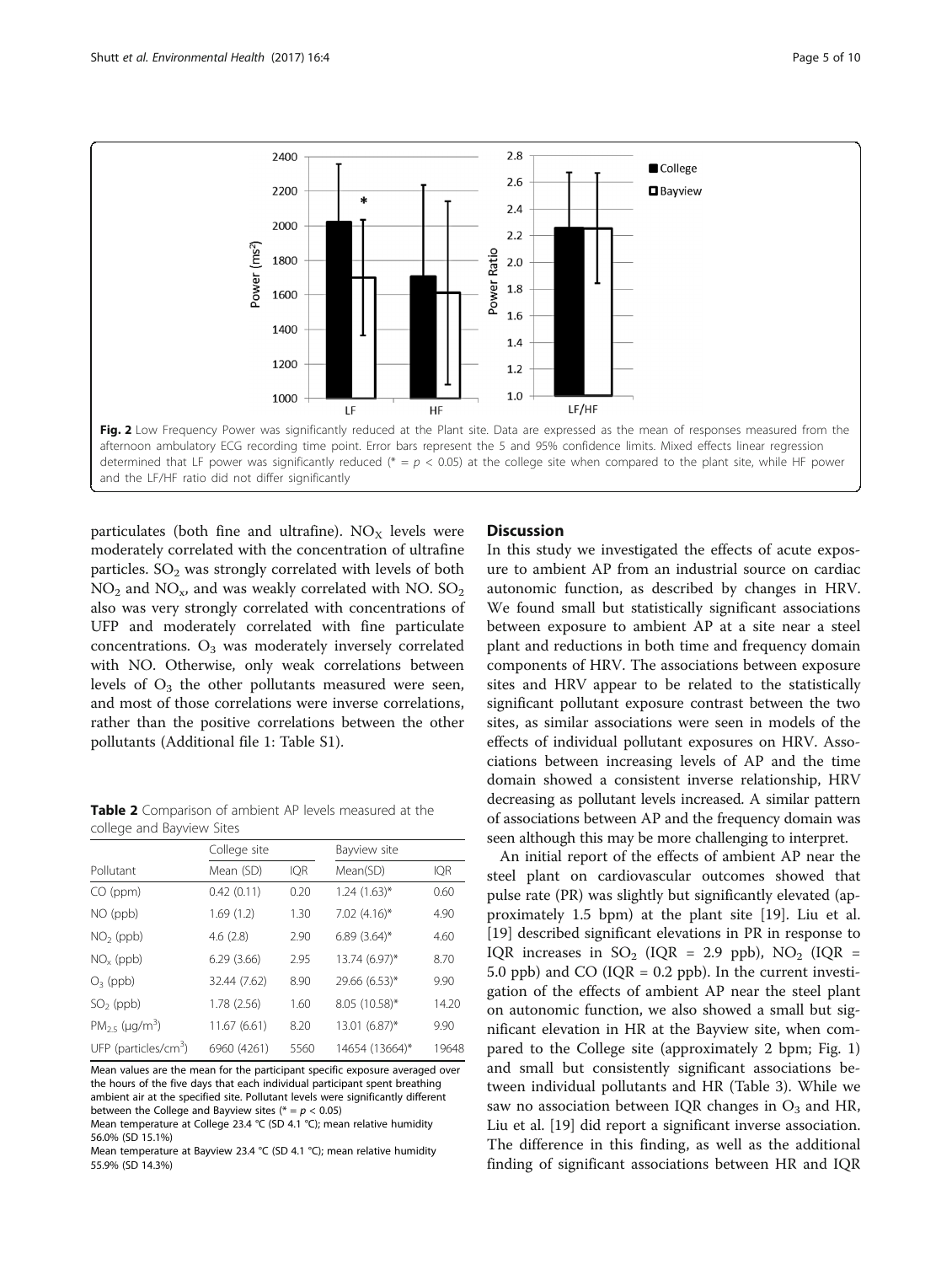Fig. 2 Low Frequency Power was significantly reduced at the Plant site. Data are expressed as the mean of responses measured from the afternoon ambulatory ECG recording time point. Error bars represent the 5 and 95% confidence limits. Mixed effects linear regression determined that LF power was significantly reduced (* = $p < 0.05$) at the college site when compared to the plant site, while HF power and the LF/HF ratio did not differ significantly

particulates (both fine and ultrafine). $NO_X$ levels were moderately correlated with the concentration of ultrafine particles. $SO_2$ was strongly correlated with levels of both $NO_2$ and $NO_x$, and was weakly correlated with NO. $SO_2$ also was very strongly correlated with concentrations of UFP and moderately correlated with fine particulate concentrations. $O_3$ was moderately inversely correlated with NO. Otherwise, only weak correlations between levels of $O_3$ the other pollutants measured were seen, and most of those correlations were inverse correlations, rather than the positive correlations between the other pollutants (Additional file 1: Table S1).

**Table 2** Comparison of ambient AP levels measured at the college and Bayview Sites

| | College site | | Bayview site | |
|---|---|---|---|---|
| Pollutant | Mean (SD) | IQR | Mean(SD) | IQR |
| CO (ppm) | 0.42 (0.11) | 0.20 | 1.24 (1.63)* | 0.60 |
| NO (ppb) | 1.69 (1.2) | 1.30 | 7.02 (4.16)* | 4.90 |
| $NO_2$ (ppb) | 4.6 (2.8) | 2.90 | 6.89 (3.64)* | 4.60 |
| $NO_x$ (ppb) | 6.29 (3.66) | 2.95 | 13.74 (6.97)* | 8.70 |
| $O_3$ (ppb) | 32.44 (7.62) | 8.90 | 29.66 (6.53)* | 9.90 |
| $SO_2$ (ppb) | 1.78 (2.56) | 1.60 | 8.05 (10.58)* | 14.20 |
| $PM_{2.5}$ (μg/m$^3$) | 11.67 (6.61) | 8.20 | 13.01 (6.87)* | 9.90 |
| UFP (particles/cm$^3$) | 6960 (4261) | 5560 | 14654 (13664)* | 19648 |

Mean values are the mean for the participant specific exposure averaged over the hours of the five days that each individual participant spent breathing ambient air at the specified site. Pollutant levels were significantly different between the College and Bayview sites (* = $p < 0.05$)

Mean temperature at College 23.4 °C (SD 4.1 °C); mean relative humidity 56.0% (SD 15.1%)

Mean temperature at Bayview 23.4 °C (SD 4.1 °C); mean relative humidity 55.9% (SD 14.3%)

## Discussion

In this study we investigated the effects of acute exposure to ambient AP from an industrial source on cardiac autonomic function, as described by changes in HRV. We found small but statistically significant associations between exposure to ambient AP at a site near a steel plant and reductions in both time and frequency domain components of HRV. The associations between exposure sites and HRV appear to be related to the statistically significant pollutant exposure contrast between the two sites, as similar associations were seen in models of the effects of individual pollutant exposures on HRV. Associations between increasing levels of AP and the time domain showed a consistent inverse relationship, HRV decreasing as pollutant levels increased. A similar pattern of associations between AP and the frequency domain was seen although this may be more challenging to interpret.

An initial report of the effects of ambient AP near the steel plant on cardiovascular outcomes showed that pulse rate (PR) was slightly but significantly elevated (approximately 1.5 bpm) at the plant site [19]. Liu et al. [19] described significant elevations in PR in response to IQR increases in $SO_2$ (IQR = 2.9 ppb), $NO_2$ (IQR = 5.0 ppb) and CO (IQR = 0.2 ppb). In the current investigation of the effects of ambient AP near the steel plant on autonomic function, we also showed a small but significant elevation in HR at the Bayview site, when compared to the College site (approximately 2 bpm; Fig. 1) and small but consistently significant associations between individual pollutants and HR (Table 3). While we saw no association between IQR changes in $O_3$ and HR, Liu et al. [19] did report a significant inverse association. The difference in this finding, as well as the additional finding of significant associations between HR and IQR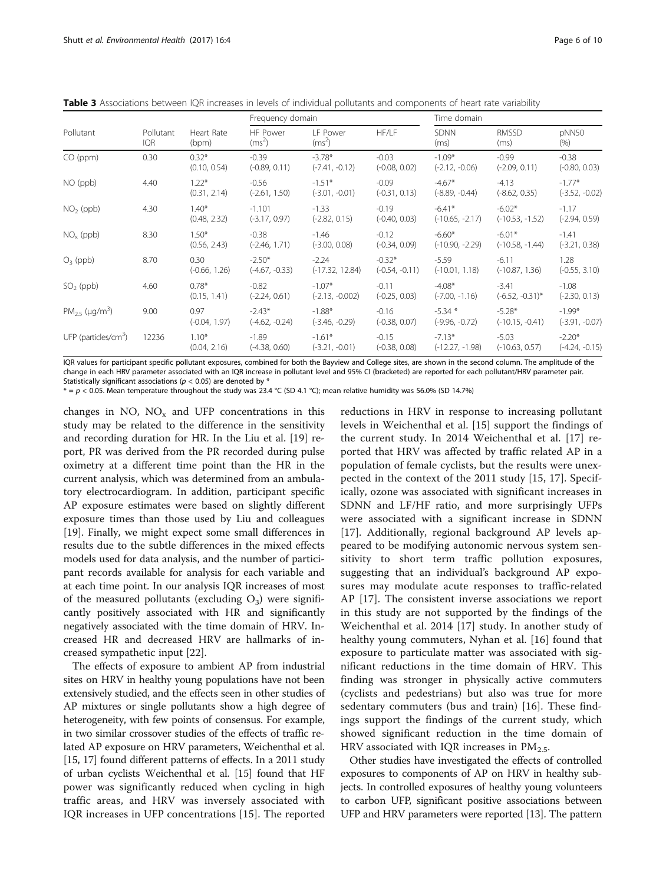**Table 3** Associations between IQR increases in levels of individual pollutants and components of heart rate variability

| Pollutant | Pollutant IQR | Heart Rate (bpm) | Frequency domain | | | Time domain | | |
|---|---|---|---|---|---|---|---|---|
| | | | HF Power ($ms^2$) | LF Power ($ms^2$) | HF/LF | SDNN (ms) | RMSSD (ms) | pNN50 (%) |
| CO (ppm) | 0.30 | 0.32* (0.10, 0.54) | -0.39 (-0.89, 0.11) | -3.78* (-7.41, -0.12) | -0.03 (-0.08, 0.02) | -1.09* (-2.12, -0.06) | -0.99 (-2.09, 0.11) | -0.38 (-0.80, 0.03) |
| NO (ppb) | 4.40 | 1.22* (0.31, 2.14) | -0.56 (-2.61, 1.50) | -1.51* (-3.01, -0.01) | -0.09 (-0.31, 0.13) | -4.67* (-8.89, -0.44) | -4.13 (-8.62, 0.35) | -1.77* (-3.52, -0.02) |
| $NO_2$ (ppb) | 4.30 | 1.40* (0.48, 2.32) | -1.101 (-3.17, 0.97) | -1.33 (-2.82, 0.15) | -0.19 (-0.40, 0.03) | -6.41* (-10.65, -2.17) | -6.02* (-10.53, -1.52) | -1.17 (-2.94, 0.59) |
| $NO_x$ (ppb) | 8.30 | 1.50* (0.56, 2.43) | -0.38 (-2.46, 1.71) | -1.46 (-3.00, 0.08) | -0.12 (-0.34, 0.09) | -6.60* (-10.90, -2.29) | -6.01* (-10.58, -1.44) | -1.41 (-3.21, 0.38) |
| $O_3$ (ppb) | 8.70 | 0.30 (-0.66, 1.26) | -2.50* (-4.67, -0.33) | -2.24 (-17.32, 12.84) | -0.32* (-0.54, -0.11) | -5.59 (-10.01, 1.18) | -6.11 (-10.87, 1.36) | 1.28 (-0.55, 3.10) |
| $SO_2$ (ppb) | 4.60 | 0.78* (0.15, 1.41) | -0.82 (-2.24, 0.61) | -1.07* (-2.13, -0.002) | -0.11 (-0.25, 0.03) | -4.08* (-7.00, -1.16) | -3.41 (-6.52, -0.31)* | -1.08 (-2.30, 0.13) |
| $PM_{2.5}$ ($\mu g/m^3$) | 9.00 | 0.97 (-0.04, 1.97) | -2.43* (-4.62, -0.24) | -1.88* (-3.46, -0.29) | -0.16 (-0.38, 0.07) | -5.34 * (-9.96, -0.72) | -5.28* (-10.15, -0.41) | -1.99* (-3.91, -0.07) |
| UFP ($particles/cm^3$) | 12236 | 1.10* (0.04, 2.16) | -1.89 (-4.38, 0.60) | -1.61* (-3.21, -0.01) | -0.15 (-0.38, 0.08) | -7.13* (-12.27, -1.98) | -5.03 (-10.63, 0.57) | -2.20* (-4.24, -0.15) |

IQR values for participant specific pollutant exposures, combined for both the Bayview and College sites, are shown in the second column. The amplitude of the change in each HRV parameter associated with an IQR increase in pollutant level and 95% CI (bracketed) are reported for each pollutant/HRV parameter pair. Statistically significant associations ($p < 0.05$) are denoted by *

* = $p < 0.05$. Mean temperature throughout the study was 23.4 °C (SD 4.1 °C); mean relative humidity was 56.0% (SD 14.7%)

changes in NO, $NO_x$ and UFP concentrations in this study may be related to the difference in the sensitivity and recording duration for HR. In the Liu et al. [19] report, PR was derived from the PR recorded during pulse oximetry at a different time point than the HR in the current analysis, which was determined from an ambulatory electrocardiogram. In addition, participant specific AP exposure estimates were based on slightly different exposure times than those used by Liu and colleagues [19]. Finally, we might expect some small differences in results due to the subtle differences in the mixed effects models used for data analysis, and the number of participant records available for analysis for each variable and at each time point. In our analysis IQR increases of most of the measured pollutants (excluding $O_3$) were significantly positively associated with HR and significantly negatively associated with the time domain of HRV. Increased HR and decreased HRV are hallmarks of increased sympathetic input [22].

The effects of exposure to ambient AP from industrial sites on HRV in healthy young populations have not been extensively studied, and the effects seen in other studies of AP mixtures or single pollutants show a high degree of heterogeneity, with few points of consensus. For example, in two similar crossover studies of the effects of traffic related AP exposure on HRV parameters, Weichenthal et al. [15, 17] found different patterns of effects. In a 2011 study of urban cyclists Weichenthal et al. [15] found that HF power was significantly reduced when cycling in high traffic areas, and HRV was inversely associated with IQR increases in UFP concentrations [15]. The reported reductions in HRV in response to increasing pollutant levels in Weichenthal et al. [15] support the findings of the current study. In 2014 Weichenthal et al. [17] reported that HRV was affected by traffic related AP in a population of female cyclists, but the results were unexpected in the context of the 2011 study [15, 17]. Specifically, ozone was associated with significant increases in SDNN and LF/HF ratio, and more surprisingly UFPs were associated with a significant increase in SDNN [17]. Additionally, regional background AP levels appeared to be modifying autonomic nervous system sensitivity to short term traffic pollution exposures, suggesting that an individual's background AP exposures may modulate acute responses to traffic-related AP [17]. The consistent inverse associations we report in this study are not supported by the findings of the Weichenthal et al. 2014 [17] study. In another study of healthy young commuters, Nyhan et al. [16] found that exposure to particulate matter was associated with significant reductions in the time domain of HRV. This finding was stronger in physically active commuters (cyclists and pedestrians) but also was true for more sedentary commuters (bus and train) [16]. These findings support the findings of the current study, which showed significant reduction in the time domain of HRV associated with IQR increases in $PM_{2.5}$.

Other studies have investigated the effects of controlled exposures to components of AP on HRV in healthy subjects. In controlled exposures of healthy young volunteers to carbon UFP, significant positive associations between UFP and HRV parameters were reported [13]. The pattern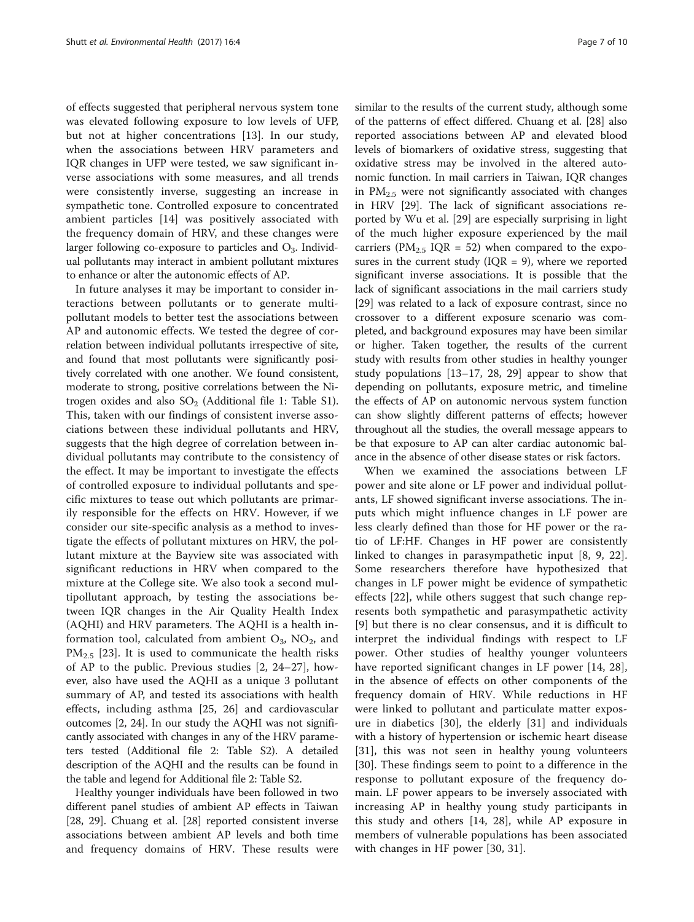of effects suggested that peripheral nervous system tone was elevated following exposure to low levels of UFP, but not at higher concentrations [13]. In our study, when the associations between HRV parameters and IQR changes in UFP were tested, we saw significant inverse associations with some measures, and all trends were consistently inverse, suggesting an increase in sympathetic tone. Controlled exposure to concentrated ambient particles [14] was positively associated with the frequency domain of HRV, and these changes were larger following co-exposure to particles and $O_3$. Individual pollutants may interact in ambient pollutant mixtures to enhance or alter the autonomic effects of AP.

In future analyses it may be important to consider interactions between pollutants or to generate multipollutant models to better test the associations between AP and autonomic effects. We tested the degree of correlation between individual pollutants irrespective of site, and found that most pollutants were significantly positively correlated with one another. We found consistent, moderate to strong, positive correlations between the Nitrogen oxides and also $SO_2$ (Additional file 1: Table S1). This, taken with our findings of consistent inverse associations between these individual pollutants and HRV, suggests that the high degree of correlation between individual pollutants may contribute to the consistency of the effect. It may be important to investigate the effects of controlled exposure to individual pollutants and specific mixtures to tease out which pollutants are primarily responsible for the effects on HRV. However, if we consider our site-specific analysis as a method to investigate the effects of pollutant mixtures on HRV, the pollutant mixture at the Bayview site was associated with significant reductions in HRV when compared to the mixture at the College site. We also took a second multipollutant approach, by testing the associations between IQR changes in the Air Quality Health Index (AQHI) and HRV parameters. The AQHI is a health information tool, calculated from ambient $O_3$, $NO_2$, and $PM_{2.5}$ [23]. It is used to communicate the health risks of AP to the public. Previous studies [2, 24–27], however, also have used the AQHI as a unique 3 pollutant summary of AP, and tested its associations with health effects, including asthma [25, 26] and cardiovascular outcomes [2, 24]. In our study the AQHI was not significantly associated with changes in any of the HRV parameters tested (Additional file 2: Table S2). A detailed description of the AQHI and the results can be found in the table and legend for Additional file 2: Table S2.

Healthy younger individuals have been followed in two different panel studies of ambient AP effects in Taiwan [28, 29]. Chuang et al. [28] reported consistent inverse associations between ambient AP levels and both time and frequency domains of HRV. These results were similar to the results of the current study, although some of the patterns of effect differed. Chuang et al. [28] also reported associations between AP and elevated blood levels of biomarkers of oxidative stress, suggesting that oxidative stress may be involved in the altered autonomic function. In mail carriers in Taiwan, IQR changes in $PM_{2.5}$ were not significantly associated with changes in HRV [29]. The lack of significant associations reported by Wu et al. [29] are especially surprising in light of the much higher exposure experienced by the mail carriers ($PM_{2.5}$ IQR = 52) when compared to the exposures in the current study (IQR = 9), where we reported significant inverse associations. It is possible that the lack of significant associations in the mail carriers study [29] was related to a lack of exposure contrast, since no crossover to a different exposure scenario was completed, and background exposures may have been similar or higher. Taken together, the results of the current study with results from other studies in healthy younger study populations [13–17, 28, 29] appear to show that depending on pollutants, exposure metric, and timeline the effects of AP on autonomic nervous system function can show slightly different patterns of effects; however throughout all the studies, the overall message appears to be that exposure to AP can alter cardiac autonomic balance in the absence of other disease states or risk factors.

When we examined the associations between LF power and site alone or LF power and individual pollutants, LF showed significant inverse associations. The inputs which might influence changes in LF power are less clearly defined than those for HF power or the ratio of LF:HF. Changes in HF power are consistently linked to changes in parasympathetic input [8, 9, 22]. Some researchers therefore have hypothesized that changes in LF power might be evidence of sympathetic effects [22], while others suggest that such change represents both sympathetic and parasympathetic activity [9] but there is no clear consensus, and it is difficult to interpret the individual findings with respect to LF power. Other studies of healthy younger volunteers have reported significant changes in LF power [14, 28], in the absence of effects on other components of the frequency domain of HRV. While reductions in HF were linked to pollutant and particulate matter exposure in diabetics [30], the elderly [31] and individuals with a history of hypertension or ischemic heart disease [31], this was not seen in healthy young volunteers [30]. These findings seem to point to a difference in the response to pollutant exposure of the frequency domain. LF power appears to be inversely associated with increasing AP in healthy young study participants in this study and others [14, 28], while AP exposure in members of vulnerable populations has been associated with changes in HF power [30, 31].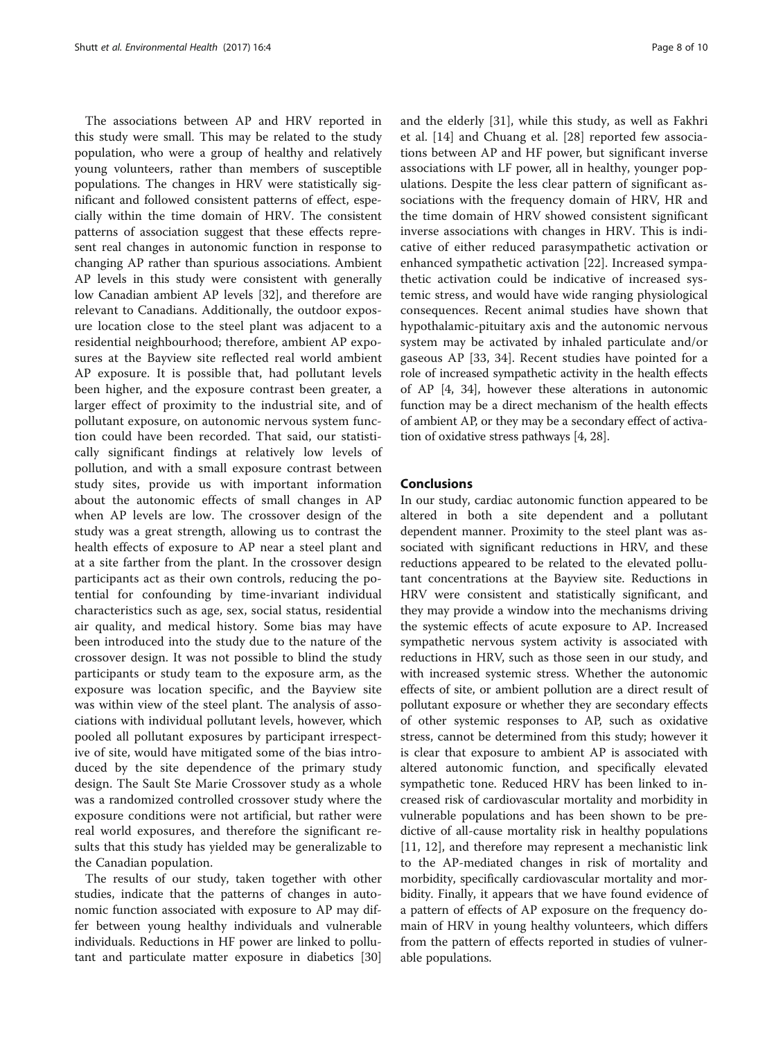The associations between AP and HRV reported in this study were small. This may be related to the study population, who were a group of healthy and relatively young volunteers, rather than members of susceptible populations. The changes in HRV were statistically significant and followed consistent patterns of effect, especially within the time domain of HRV. The consistent patterns of association suggest that these effects represent real changes in autonomic function in response to changing AP rather than spurious associations. Ambient AP levels in this study were consistent with generally low Canadian ambient AP levels [32], and therefore are relevant to Canadians. Additionally, the outdoor exposure location close to the steel plant was adjacent to a residential neighbourhood; therefore, ambient AP exposures at the Bayview site reflected real world ambient AP exposure. It is possible that, had pollutant levels been higher, and the exposure contrast been greater, a larger effect of proximity to the industrial site, and of pollutant exposure, on autonomic nervous system function could have been recorded. That said, our statistically significant findings at relatively low levels of pollution, and with a small exposure contrast between study sites, provide us with important information about the autonomic effects of small changes in AP when AP levels are low. The crossover design of the study was a great strength, allowing us to contrast the health effects of exposure to AP near a steel plant and at a site farther from the plant. In the crossover design participants act as their own controls, reducing the potential for confounding by time-invariant individual characteristics such as age, sex, social status, residential air quality, and medical history. Some bias may have been introduced into the study due to the nature of the crossover design. It was not possible to blind the study participants or study team to the exposure arm, as the exposure was location specific, and the Bayview site was within view of the steel plant. The analysis of associations with individual pollutant levels, however, which pooled all pollutant exposures by participant irrespective of site, would have mitigated some of the bias introduced by the site dependence of the primary study design. The Sault Ste Marie Crossover study as a whole was a randomized controlled crossover study where the exposure conditions were not artificial, but rather were real world exposures, and therefore the significant results that this study has yielded may be generalizable to the Canadian population.

The results of our study, taken together with other studies, indicate that the patterns of changes in autonomic function associated with exposure to AP may differ between young healthy individuals and vulnerable individuals. Reductions in HF power are linked to pollutant and particulate matter exposure in diabetics [30] and the elderly [31], while this study, as well as Fakhri et al. [14] and Chuang et al. [28] reported few associations between AP and HF power, but significant inverse associations with LF power, all in healthy, younger populations. Despite the less clear pattern of significant associations with the frequency domain of HRV, HR and the time domain of HRV showed consistent significant inverse associations with changes in HRV. This is indicative of either reduced parasympathetic activation or enhanced sympathetic activation [22]. Increased sympathetic activation could be indicative of increased systemic stress, and would have wide ranging physiological consequences. Recent animal studies have shown that hypothalamic-pituitary axis and the autonomic nervous system may be activated by inhaled particulate and/or gaseous AP [33, 34]. Recent studies have pointed for a role of increased sympathetic activity in the health effects of AP [4, 34], however these alterations in autonomic function may be a direct mechanism of the health effects of ambient AP, or they may be a secondary effect of activation of oxidative stress pathways [4, 28].

## Conclusions

In our study, cardiac autonomic function appeared to be altered in both a site dependent and a pollutant dependent manner. Proximity to the steel plant was associated with significant reductions in HRV, and these reductions appeared to be related to the elevated pollutant concentrations at the Bayview site. Reductions in HRV were consistent and statistically significant, and they may provide a window into the mechanisms driving the systemic effects of acute exposure to AP. Increased sympathetic nervous system activity is associated with reductions in HRV, such as those seen in our study, and with increased systemic stress. Whether the autonomic effects of site, or ambient pollution are a direct result of pollutant exposure or whether they are secondary effects of other systemic responses to AP, such as oxidative stress, cannot be determined from this study; however it is clear that exposure to ambient AP is associated with altered autonomic function, and specifically elevated sympathetic tone. Reduced HRV has been linked to increased risk of cardiovascular mortality and morbidity in vulnerable populations and has been shown to be predictive of all-cause mortality risk in healthy populations [11, 12], and therefore may represent a mechanistic link to the AP-mediated changes in risk of mortality and morbidity, specifically cardiovascular mortality and morbidity. Finally, it appears that we have found evidence of a pattern of effects of AP exposure on the frequency domain of HRV in young healthy volunteers, which differs from the pattern of effects reported in studies of vulnerable populations.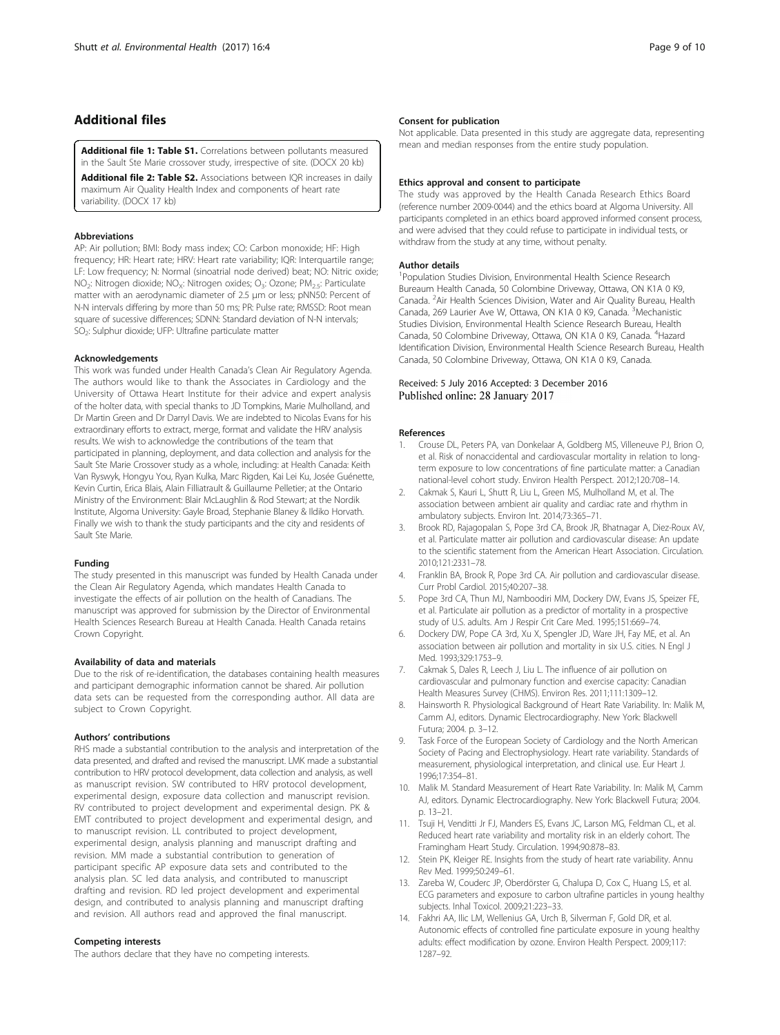## Additional files

**Additional file 1: Table S1.** Correlations between pollutants measured in the Sault Ste Marie crossover study, irrespective of site. (DOCX 20 kb)

**Additional file 2: Table S2.** Associations between IQR increases in daily maximum Air Quality Health Index and components of heart rate variability. (DOCX 17 kb)

### Abbreviations

AP: Air pollution; BMI: Body mass index; CO: Carbon monoxide; HF: High frequency; HR: Heart rate; HRV: Heart rate variability; IQR: Interquartile range; LF: Low frequency; N: Normal (sinoatrial node derived) beat; NO: Nitric oxide; $NO_2$: Nitrogen dioxide; $NO_X$: Nitrogen oxides; $O_3$: Ozone; $PM_{2.5}$: Particulate matter with an aerodynamic diameter of 2.5 μm or less; pNN50: Percent of N-N intervals differing by more than 50 ms; PR: Pulse rate; RMSSD: Root mean square of sucessive differences; SDNN: Standard deviation of N-N intervals; $SO_2$: Sulphur dioxide; UFP: Ultrafine particulate matter

### Acknowledgements

This work was funded under Health Canada's Clean Air Regulatory Agenda. The authors would like to thank the Associates in Cardiology and the University of Ottawa Heart Institute for their advice and expert analysis of the holter data, with special thanks to JD Tompkins, Marie Mulholland, and Dr Martin Green and Dr Darryl Davis. We are indebted to Nicolas Evans for his extraordinary efforts to extract, merge, format and validate the HRV analysis results. We wish to acknowledge the contributions of the team that participated in planning, deployment, and data collection and analysis for the Sault Ste Marie Crossover study as a whole, including: at Health Canada: Keith Van Ryswyk, Hongyu You, Ryan Kulka, Marc Rigden, Kai Lei Ku, Josée Guénette, Kevin Curtin, Erica Blais, Alain Filliatrault & Guillaume Pelletier; at the Ontario Ministry of the Environment: Blair McLaughlin & Rod Stewart; at the Nordik Institute, Algoma University: Gayle Broad, Stephanie Blaney & Ildiko Horvath. Finally we wish to thank the study participants and the city and residents of Sault Ste Marie.

### Funding

The study presented in this manuscript was funded by Health Canada under the Clean Air Regulatory Agenda, which mandates Health Canada to investigate the effects of air pollution on the health of Canadians. The manuscript was approved for submission by the Director of Environmental Health Sciences Research Bureau at Health Canada. Health Canada retains Crown Copyright.

### Availability of data and materials

Due to the risk of re-identification, the databases containing health measures and participant demographic information cannot be shared. Air pollution data sets can be requested from the corresponding author. All data are subject to Crown Copyright.

### Authors' contributions

RHS made a substantial contribution to the analysis and interpretation of the data presented, and drafted and revised the manuscript. LMK made a substantial contribution to HRV protocol development, data collection and analysis, as well as manuscript revision. SW contributed to HRV protocol development, experimental design, exposure data collection and manuscript revision. RV contributed to project development and experimental design. PK & EMT contributed to project development and experimental design, and to manuscript revision. LL contributed to project development, experimental design, analysis planning and manuscript drafting and revision. MM made a substantial contribution to generation of participant specific AP exposure data sets and contributed to the analysis plan. SC led data analysis, and contributed to manuscript drafting and revision. RD led project development and experimental design, and contributed to analysis planning and manuscript drafting and revision. All authors read and approved the final manuscript.

### Competing interests

The authors declare that they have no competing interests.

### Consent for publication

Not applicable. Data presented in this study are aggregate data, representing mean and median responses from the entire study population.

### Ethics approval and consent to participate

The study was approved by the Health Canada Research Ethics Board (reference number 2009-0044) and the ethics board at Algoma University. All participants completed in an ethics board approved informed consent process, and were advised that they could refuse to participate in individual tests, or withdraw from the study at any time, without penalty.

### Author details

[1]Population Studies Division, Environmental Health Science Research Bureaum Health Canada, 50 Colombine Driveway, Ottawa, ON K1A 0 K9, Canada. [2]Air Health Sciences Division, Water and Air Quality Bureau, Health Canada, 269 Laurier Ave W, Ottawa, ON K1A 0 K9, Canada. [3]Mechanistic Studies Division, Environmental Health Science Research Bureau, Health Canada, 50 Colombine Driveway, Ottawa, ON K1A 0 K9, Canada. [4]Hazard Identification Division, Environmental Health Science Research Bureau, Health Canada, 50 Colombine Driveway, Ottawa, ON K1A 0 K9, Canada.

Received: 5 July 2016 Accepted: 3 December 2016
Published online: 28 January 2017

### References

1. Crouse DL, Peters PA, van Donkelaar A, Goldberg MS, Villeneuve PJ, Brion O, et al. Risk of nonaccidental and cardiovascular mortality in relation to long-term exposure to low concentrations of fine particulate matter: a Canadian national-level cohort study. Environ Health Perspect. 2012;120:708–14.
2. Cakmak S, Kauri L, Shutt R, Liu L, Green MS, Mulholland M, et al. The association between ambient air quality and cardiac rate and rhythm in ambulatory subjects. Environ Int. 2014;73:365–71.
3. Brook RD, Rajagopalan S, Pope 3rd CA, Brook JR, Bhatnagar A, Diez-Roux AV, et al. Particulate matter air pollution and cardiovascular disease: An update to the scientific statement from the American Heart Association. Circulation. 2010;121:2331–78.
4. Franklin BA, Brook R, Pope 3rd CA. Air pollution and cardiovascular disease. Curr Probl Cardiol. 2015;40:207–38.
5. Pope 3rd CA, Thun MJ, Namboodiri MM, Dockery DW, Evans JS, Speizer FE, et al. Particulate air pollution as a predictor of mortality in a prospective study of U.S. adults. Am J Respir Crit Care Med. 1995;151:669–74.
6. Dockery DW, Pope CA 3rd, Xu X, Spengler JD, Ware JH, Fay ME, et al. An association between air pollution and mortality in six U.S. cities. N Engl J Med. 1993;329:1753–9.
7. Cakmak S, Dales R, Leech J, Liu L. The influence of air pollution on cardiovascular and pulmonary function and exercise capacity: Canadian Health Measures Survey (CHMS). Environ Res. 2011;111:1309–12.
8. Hainsworth R. Physiological Background of Heart Rate Variability. In: Malik M, Camm AJ, editors. Dynamic Electrocardiography. New York: Blackwell Futura; 2004. p. 3–12.
9. Task Force of the European Society of Cardiology and the North American Society of Pacing and Electrophysiology. Heart rate variability. Standards of measurement, physiological interpretation, and clinical use. Eur Heart J. 1996;17:354–81.
10. Malik M. Standard Measurement of Heart Rate Variability. In: Malik M, Camm AJ, editors. Dynamic Electrocardiography. New York: Blackwell Futura; 2004. p. 13–21.
11. Tsuji H, Venditti Jr FJ, Manders ES, Evans JC, Larson MG, Feldman CL, et al. Reduced heart rate variability and mortality risk in an elderly cohort. The Framingham Heart Study. Circulation. 1994;90:878–83.
12. Stein PK, Kleiger RE. Insights from the study of heart rate variability. Annu Rev Med. 1999;50:249–61.
13. Zareba W, Couderc JP, Oberdörster G, Chalupa D, Cox C, Huang LS, et al. ECG parameters and exposure to carbon ultrafine particles in young healthy subjects. Inhal Toxicol. 2009;21:223–33.
14. Fakhri AA, Ilic LM, Wellenius GA, Urch B, Silverman F, Gold DR, et al. Autonomic effects of controlled fine particulate exposure in young healthy adults: effect modification by ozone. Environ Health Perspect. 2009;117:1287–92.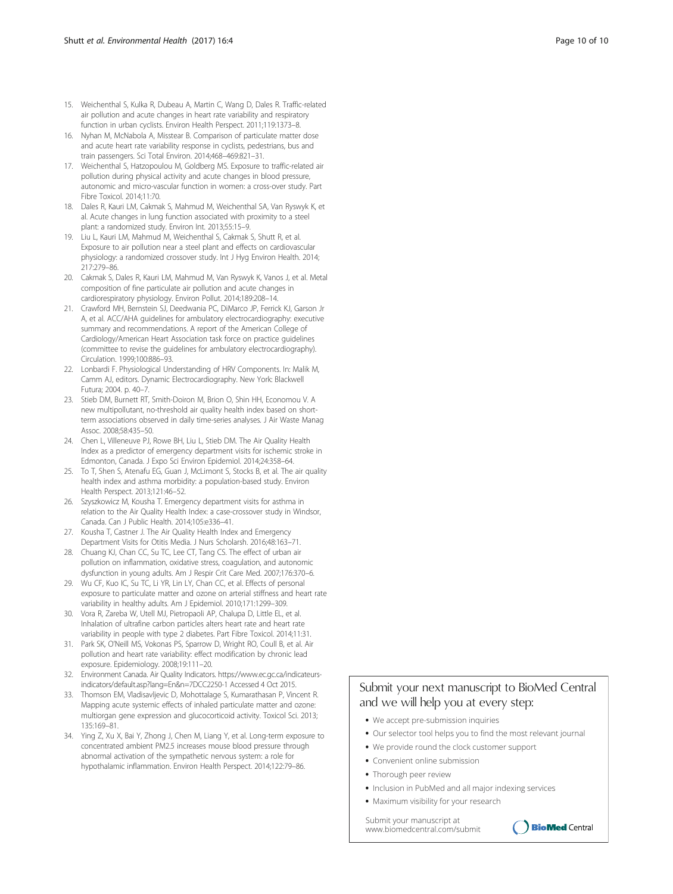15. Weichenthal S, Kulka R, Dubeau A, Martin C, Wang D, Dales R. Traffic-related air pollution and acute changes in heart rate variability and respiratory function in urban cyclists. Environ Health Perspect. 2011;119:1373–8.
16. Nyhan M, McNabola A, Misstear B. Comparison of particulate matter dose and acute heart rate variability response in cyclists, pedestrians, bus and train passengers. Sci Total Environ. 2014;468–469:821–31.
17. Weichenthal S, Hatzopoulou M, Goldberg MS. Exposure to traffic-related air pollution during physical activity and acute changes in blood pressure, autonomic and micro-vascular function in women: a cross-over study. Part Fibre Toxicol. 2014;11:70.
18. Dales R, Kauri LM, Cakmak S, Mahmud M, Weichenthal SA, Van Ryswyk K, et al. Acute changes in lung function associated with proximity to a steel plant: a randomized study. Environ Int. 2013;55:15–9.
19. Liu L, Kauri LM, Mahmud M, Weichenthal S, Cakmak S, Shutt R, et al. Exposure to air pollution near a steel plant and effects on cardiovascular physiology: a randomized crossover study. Int J Hyg Environ Health. 2014; 217:279–86.
20. Cakmak S, Dales R, Kauri LM, Mahmud M, Van Ryswyk K, Vanos J, et al. Metal composition of fine particulate air pollution and acute changes in cardiorespiratory physiology. Environ Pollut. 2014;189:208–14.
21. Crawford MH, Bernstein SJ, Deedwania PC, DiMarco JP, Ferrick KJ, Garson Jr A, et al. ACC/AHA guidelines for ambulatory electrocardiography: executive summary and recommendations. A report of the American College of Cardiology/American Heart Association task force on practice guidelines (committee to revise the guidelines for ambulatory electrocardiography). Circulation. 1999;100:886–93.
22. Lonbardi F. Physiological Understanding of HRV Components. In: Malik M, Camm AJ, editors. Dynamic Electrocardiography. New York: Blackwell Futura; 2004. p. 40–7.
23. Stieb DM, Burnett RT, Smith-Doiron M, Brion O, Shin HH, Economou V. A new multipollutant, no-threshold air quality health index based on short-term associations observed in daily time-series analyses. J Air Waste Manag Assoc. 2008;58:435–50.
24. Chen L, Villeneuve PJ, Rowe BH, Liu L, Stieb DM. The Air Quality Health Index as a predictor of emergency department visits for ischemic stroke in Edmonton, Canada. J Expo Sci Environ Epidemiol. 2014;24:358–64.
25. To T, Shen S, Atenafu EG, Guan J, McLimont S, Stocks B, et al. The air quality health index and asthma morbidity: a population-based study. Environ Health Perspect. 2013;121:46–52.
26. Szyszkowicz M, Kousha T. Emergency department visits for asthma in relation to the Air Quality Health Index: a case-crossover study in Windsor, Canada. Can J Public Health. 2014;105:e336–41.
27. Kousha T, Castner J. The Air Quality Health Index and Emergency Department Visits for Otitis Media. J Nurs Scholarsh. 2016;48:163–71.
28. Chuang KJ, Chan CC, Su TC, Lee CT, Tang CS. The effect of urban air pollution on inflammation, oxidative stress, coagulation, and autonomic dysfunction in young adults. Am J Respir Crit Care Med. 2007;176:370–6.
29. Wu CF, Kuo IC, Su TC, Li YR, Lin LY, Chan CC, et al. Effects of personal exposure to particulate matter and ozone on arterial stiffness and heart rate variability in healthy adults. Am J Epidemiol. 2010;171:1299–309.
30. Vora R, Zareba W, Utell MJ, Pietropaoli AP, Chalupa D, Little EL, et al. Inhalation of ultrafine carbon particles alters heart rate and heart rate variability in people with type 2 diabetes. Part Fibre Toxicol. 2014;11:31.
31. Park SK, O'Neill MS, Vokonas PS, Sparrow D, Wright RO, Coull B, et al. Air pollution and heart rate variability: effect modification by chronic lead exposure. Epidemiology. 2008;19:111–20.
32. Environment Canada. Air Quality Indicators. https://www.ec.gc.ca/indicateurs-indicators/default.asp?lang=En&n=7DCC2250-1 Accessed 4 Oct 2015.
33. Thomson EM, Vladisavljevic D, Mohottalage S, Kumarathasan P, Vincent R. Mapping acute systemic effects of inhaled particulate matter and ozone: multiorgan gene expression and glucocorticoid activity. Toxicol Sci. 2013; 135:169–81.
34. Ying Z, Xu X, Bai Y, Zhong J, Chen M, Liang Y, et al. Long-term exposure to concentrated ambient PM2.5 increases mouse blood pressure through abnormal activation of the sympathetic nervous system: a role for hypothalamic inflammation. Environ Health Perspect. 2014;122:79–86.

Submit your next manuscript to BioMed Central and we will help you at every step:

- We accept pre-submission inquiries
- Our selector tool helps you to find the most relevant journal
- We provide round the clock customer support
- Convenient online submission
- Thorough peer review
- Inclusion in PubMed and all major indexing services
- Maximum visibility for your research

Submit your manuscript at www.biomedcentral.com/submit

BioMed Central